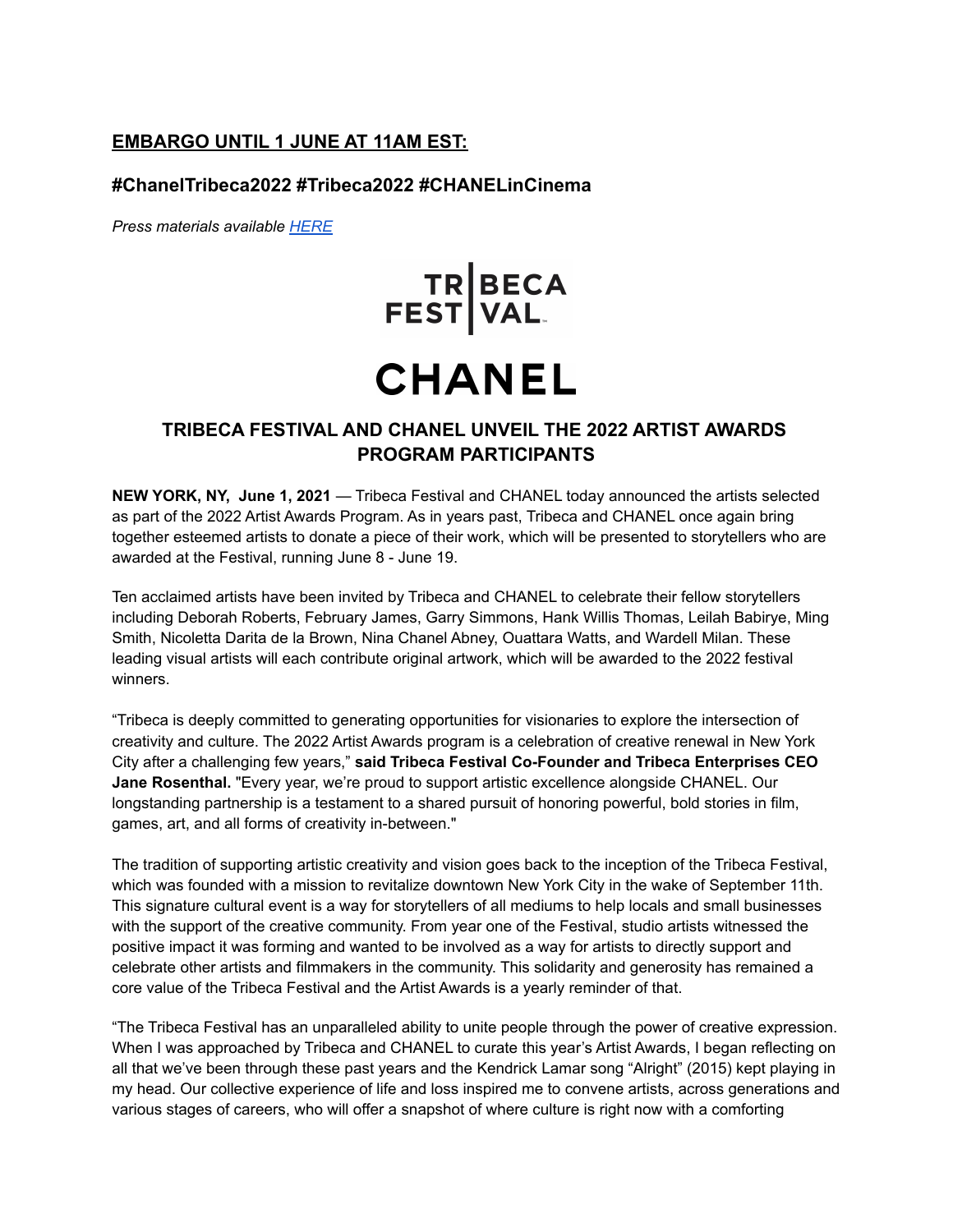**EMBARGO UNTIL 1 JUNE AT 11AM EST:**

**#ChanelTribeca2022 #Tribeca2022 #CHANELinCinema**

*Press materials available [HERE]*

TRIBECA FESTIVAL

CHANEL

## TRIBECA FESTIVAL AND CHANEL UNVEIL THE 2022 ARTIST AWARDS PROGRAM PARTICIPANTS

**NEW YORK, NY, June 1, 2021** — Tribeca Festival and CHANEL today announced the artists selected as part of the 2022 Artist Awards Program. As in years past, Tribeca and CHANEL once again bring together esteemed artists to donate a piece of their work, which will be presented to storytellers who are awarded at the Festival, running June 8 - June 19.

Ten acclaimed artists have been invited by Tribeca and CHANEL to celebrate their fellow storytellers including Deborah Roberts, February James, Garry Simmons, Hank Willis Thomas, Leilah Babirye, Ming Smith, Nicoletta Darita de la Brown, Nina Chanel Abney, Ouattara Watts, and Wardell Milan. These leading visual artists will each contribute original artwork, which will be awarded to the 2022 festival winners.

"Tribeca is deeply committed to generating opportunities for visionaries to explore the intersection of creativity and culture. The 2022 Artist Awards program is a celebration of creative renewal in New York City after a challenging few years," **said Tribeca Festival Co-Founder and Tribeca Enterprises CEO Jane Rosenthal.** "Every year, we're proud to support artistic excellence alongside CHANEL. Our longstanding partnership is a testament to a shared pursuit of honoring powerful, bold stories in film, games, art, and all forms of creativity in-between."

The tradition of supporting artistic creativity and vision goes back to the inception of the Tribeca Festival, which was founded with a mission to revitalize downtown New York City in the wake of September 11th. This signature cultural event is a way for storytellers of all mediums to help locals and small businesses with the support of the creative community. From year one of the Festival, studio artists witnessed the positive impact it was forming and wanted to be involved as a way for artists to directly support and celebrate other artists and filmmakers in the community. This solidarity and generosity has remained a core value of the Tribeca Festival and the Artist Awards is a yearly reminder of that.

"The Tribeca Festival has an unparalleled ability to unite people through the power of creative expression. When I was approached by Tribeca and CHANEL to curate this year's Artist Awards, I began reflecting on all that we've been through these past years and the Kendrick Lamar song "Alright" (2015) kept playing in my head. Our collective experience of life and loss inspired me to convene artists, across generations and various stages of careers, who will offer a snapshot of where culture is right now with a comforting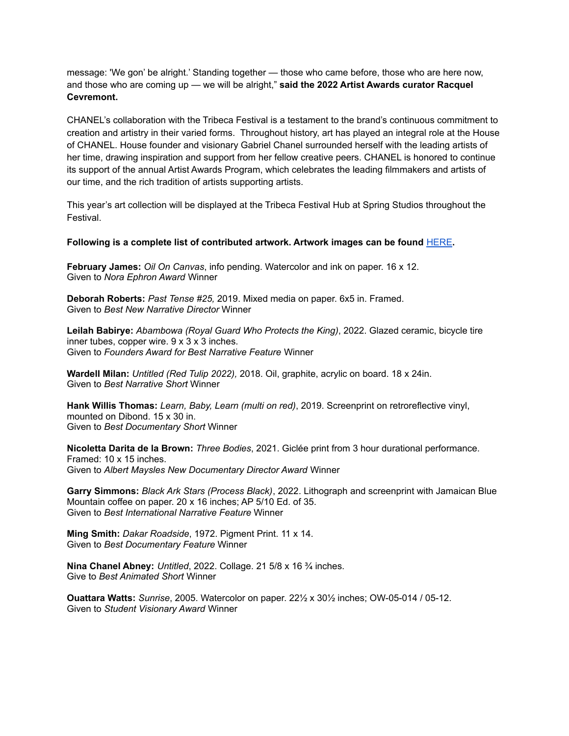message: 'We gon' be alright.' Standing together — those who came before, those who are here now, and those who are coming up — we will be alright," **said the 2022 Artist Awards curator Racquel Cevremont.**

CHANEL's collaboration with the Tribeca Festival is a testament to the brand's continuous commitment to creation and artistry in their varied forms. Throughout history, art has played an integral role at the House of CHANEL. House founder and visionary Gabriel Chanel surrounded herself with the leading artists of her time, drawing inspiration and support from her fellow creative peers. CHANEL is honored to continue its support of the annual Artist Awards Program, which celebrates the leading filmmakers and artists of our time, and the rich tradition of artists supporting artists.

This year's art collection will be displayed at the Tribeca Festival Hub at Spring Studios throughout the Festival.

**Following is a complete list of contributed artwork. Artwork images can be found HERE.**

**February James:** *Oil On Canvas*, info pending. Watercolor and ink on paper. 16 x 12.
Given to *Nora Ephron Award* Winner

**Deborah Roberts:** *Past Tense #25,* 2019. Mixed media on paper. 6x5 in. Framed.
Given to *Best New Narrative Director* Winner

**Leilah Babirye:** *Abambowa (Royal Guard Who Protects the King)*, 2022. Glazed ceramic, bicycle tire inner tubes, copper wire. 9 x 3 x 3 inches.
Given to *Founders Award for Best Narrative Feature* Winner

**Wardell Milan:** *Untitled (Red Tulip 2022),* 2018. Oil, graphite, acrylic on board. 18 x 24in.
Given to *Best Narrative Short* Winner

**Hank Willis Thomas:** *Learn, Baby, Learn (multi on red)*, 2019. Screenprint on retroreflective vinyl, mounted on Dibond. 15 x 30 in.
Given to *Best Documentary Short* Winner

**Nicoletta Darita de la Brown:** *Three Bodies*, 2021. Giclée print from 3 hour durational performance. Framed: 10 x 15 inches.
Given to *Albert Maysles New Documentary Director Award* Winner

**Garry Simmons:** *Black Ark Stars (Process Black)*, 2022. Lithograph and screenprint with Jamaican Blue Mountain coffee on paper. 20 x 16 inches; AP 5/10 Ed. of 35.
Given to *Best International Narrative Feature* Winner

**Ming Smith:** *Dakar Roadside*, 1972. Pigment Print. 11 x 14.
Given to *Best Documentary Feature* Winner

**Nina Chanel Abney:** *Untitled*, 2022. Collage. 21 5/8 x 16 ¾ inches.
Give to *Best Animated Short* Winner

**Ouattara Watts:** *Sunrise*, 2005. Watercolor on paper. 22½ x 30½ inches; OW-05-014 / 05-12.
Given to *Student Visionary Award* Winner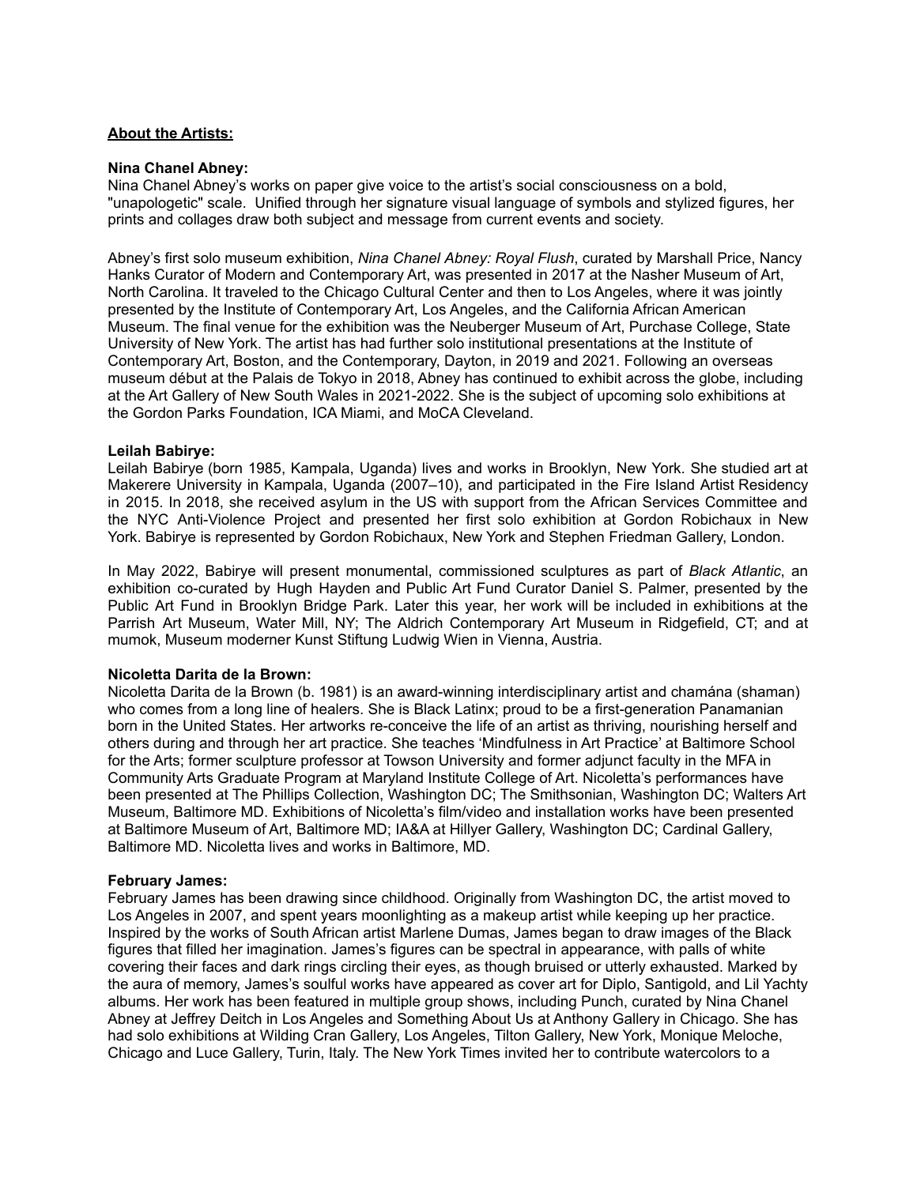**About the Artists:**

**Nina Chanel Abney:**
Nina Chanel Abney's works on paper give voice to the artist's social consciousness on a bold, "unapologetic" scale. Unified through her signature visual language of symbols and stylized figures, her prints and collages draw both subject and message from current events and society.

Abney's first solo museum exhibition, *Nina Chanel Abney: Royal Flush*, curated by Marshall Price, Nancy Hanks Curator of Modern and Contemporary Art, was presented in 2017 at the Nasher Museum of Art, North Carolina. It traveled to the Chicago Cultural Center and then to Los Angeles, where it was jointly presented by the Institute of Contemporary Art, Los Angeles, and the California African American Museum. The final venue for the exhibition was the Neuberger Museum of Art, Purchase College, State University of New York. The artist has had further solo institutional presentations at the Institute of Contemporary Art, Boston, and the Contemporary, Dayton, in 2019 and 2021. Following an overseas museum début at the Palais de Tokyo in 2018, Abney has continued to exhibit across the globe, including at the Art Gallery of New South Wales in 2021-2022. She is the subject of upcoming solo exhibitions at the Gordon Parks Foundation, ICA Miami, and MoCA Cleveland.

**Leilah Babirye:**
Leilah Babirye (born 1985, Kampala, Uganda) lives and works in Brooklyn, New York. She studied art at Makerere University in Kampala, Uganda (2007–10), and participated in the Fire Island Artist Residency in 2015. In 2018, she received asylum in the US with support from the African Services Committee and the NYC Anti-Violence Project and presented her first solo exhibition at Gordon Robichaux in New York. Babirye is represented by Gordon Robichaux, New York and Stephen Friedman Gallery, London.

In May 2022, Babirye will present monumental, commissioned sculptures as part of *Black Atlantic*, an exhibition co-curated by Hugh Hayden and Public Art Fund Curator Daniel S. Palmer, presented by the Public Art Fund in Brooklyn Bridge Park. Later this year, her work will be included in exhibitions at the Parrish Art Museum, Water Mill, NY; The Aldrich Contemporary Art Museum in Ridgefield, CT; and at mumok, Museum moderner Kunst Stiftung Ludwig Wien in Vienna, Austria.

**Nicoletta Darita de la Brown:**
Nicoletta Darita de la Brown (b. 1981) is an award-winning interdisciplinary artist and chamána (shaman) who comes from a long line of healers. She is Black Latinx; proud to be a first-generation Panamanian born in the United States. Her artworks re-conceive the life of an artist as thriving, nourishing herself and others during and through her art practice. She teaches 'Mindfulness in Art Practice' at Baltimore School for the Arts; former sculpture professor at Towson University and former adjunct faculty in the MFA in Community Arts Graduate Program at Maryland Institute College of Art. Nicoletta's performances have been presented at The Phillips Collection, Washington DC; The Smithsonian, Washington DC; Walters Art Museum, Baltimore MD. Exhibitions of Nicoletta's film/video and installation works have been presented at Baltimore Museum of Art, Baltimore MD; IA&A at Hillyer Gallery, Washington DC; Cardinal Gallery, Baltimore MD. Nicoletta lives and works in Baltimore, MD.

**February James:**
February James has been drawing since childhood. Originally from Washington DC, the artist moved to Los Angeles in 2007, and spent years moonlighting as a makeup artist while keeping up her practice. Inspired by the works of South African artist Marlene Dumas, James began to draw images of the Black figures that filled her imagination. James's figures can be spectral in appearance, with palls of white covering their faces and dark rings circling their eyes, as though bruised or utterly exhausted. Marked by the aura of memory, James's soulful works have appeared as cover art for Diplo, Santigold, and Lil Yachty albums. Her work has been featured in multiple group shows, including Punch, curated by Nina Chanel Abney at Jeffrey Deitch in Los Angeles and Something About Us at Anthony Gallery in Chicago. She has had solo exhibitions at Wilding Cran Gallery, Los Angeles, Tilton Gallery, New York, Monique Meloche, Chicago and Luce Gallery, Turin, Italy. The New York Times invited her to contribute watercolors to a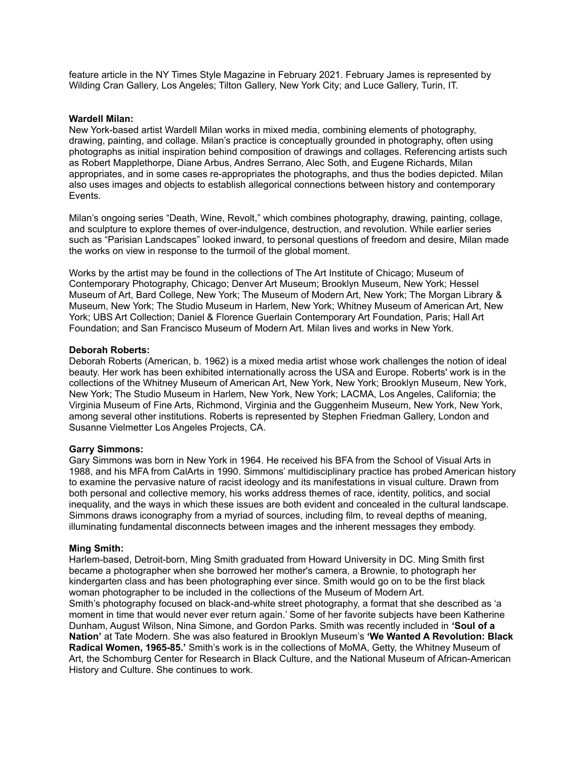feature article in the NY Times Style Magazine in February 2021. February James is represented by Wilding Cran Gallery, Los Angeles; Tilton Gallery, New York City; and Luce Gallery, Turin, IT.

**Wardell Milan:**
New York-based artist Wardell Milan works in mixed media, combining elements of photography, drawing, painting, and collage. Milan's practice is conceptually grounded in photography, often using photographs as initial inspiration behind composition of drawings and collages. Referencing artists such as Robert Mapplethorpe, Diane Arbus, Andres Serrano, Alec Soth, and Eugene Richards, Milan appropriates, and in some cases re-appropriates the photographs, and thus the bodies depicted. Milan also uses images and objects to establish allegorical connections between history and contemporary Events.

Milan's ongoing series "Death, Wine, Revolt," which combines photography, drawing, painting, collage, and sculpture to explore themes of over-indulgence, destruction, and revolution. While earlier series such as "Parisian Landscapes" looked inward, to personal questions of freedom and desire, Milan made the works on view in response to the turmoil of the global moment.

Works by the artist may be found in the collections of The Art Institute of Chicago; Museum of Contemporary Photography, Chicago; Denver Art Museum; Brooklyn Museum, New York; Hessel Museum of Art, Bard College, New York; The Museum of Modern Art, New York; The Morgan Library & Museum, New York; The Studio Museum in Harlem, New York; Whitney Museum of American Art, New York; UBS Art Collection; Daniel & Florence Guerlain Contemporary Art Foundation, Paris; Hall Art Foundation; and San Francisco Museum of Modern Art. Milan lives and works in New York.

**Deborah Roberts:**
Deborah Roberts (American, b. 1962) is a mixed media artist whose work challenges the notion of ideal beauty. Her work has been exhibited internationally across the USA and Europe. Roberts' work is in the collections of the Whitney Museum of American Art, New York, New York; Brooklyn Museum, New York, New York; The Studio Museum in Harlem, New York, New York; LACMA, Los Angeles, California; the Virginia Museum of Fine Arts, Richmond, Virginia and the Guggenheim Museum, New York, New York, among several other institutions. Roberts is represented by Stephen Friedman Gallery, London and Susanne Vielmetter Los Angeles Projects, CA.

**Garry Simmons:**
Gary Simmons was born in New York in 1964. He received his BFA from the School of Visual Arts in 1988, and his MFA from CalArts in 1990. Simmons' multidisciplinary practice has probed American history to examine the pervasive nature of racist ideology and its manifestations in visual culture. Drawn from both personal and collective memory, his works address themes of race, identity, politics, and social inequality, and the ways in which these issues are both evident and concealed in the cultural landscape. Simmons draws iconography from a myriad of sources, including film, to reveal depths of meaning, illuminating fundamental disconnects between images and the inherent messages they embody.

**Ming Smith:**
Harlem-based, Detroit-born, Ming Smith graduated from Howard University in DC. Ming Smith first became a photographer when she borrowed her mother's camera, a Brownie, to photograph her kindergarten class and has been photographing ever since. Smith would go on to be the first black woman photographer to be included in the collections of the Museum of Modern Art.
Smith's photography focused on black-and-white street photography, a format that she described as 'a moment in time that would never ever return again.' Some of her favorite subjects have been Katherine Dunham, August Wilson, Nina Simone, and Gordon Parks. Smith was recently included in **'Soul of a Nation'** at Tate Modern. She was also featured in Brooklyn Museum's **'We Wanted A Revolution: Black Radical Women, 1965-85.'** Smith's work is in the collections of MoMA, Getty, the Whitney Museum of Art, the Schomburg Center for Research in Black Culture, and the National Museum of African-American History and Culture. She continues to work.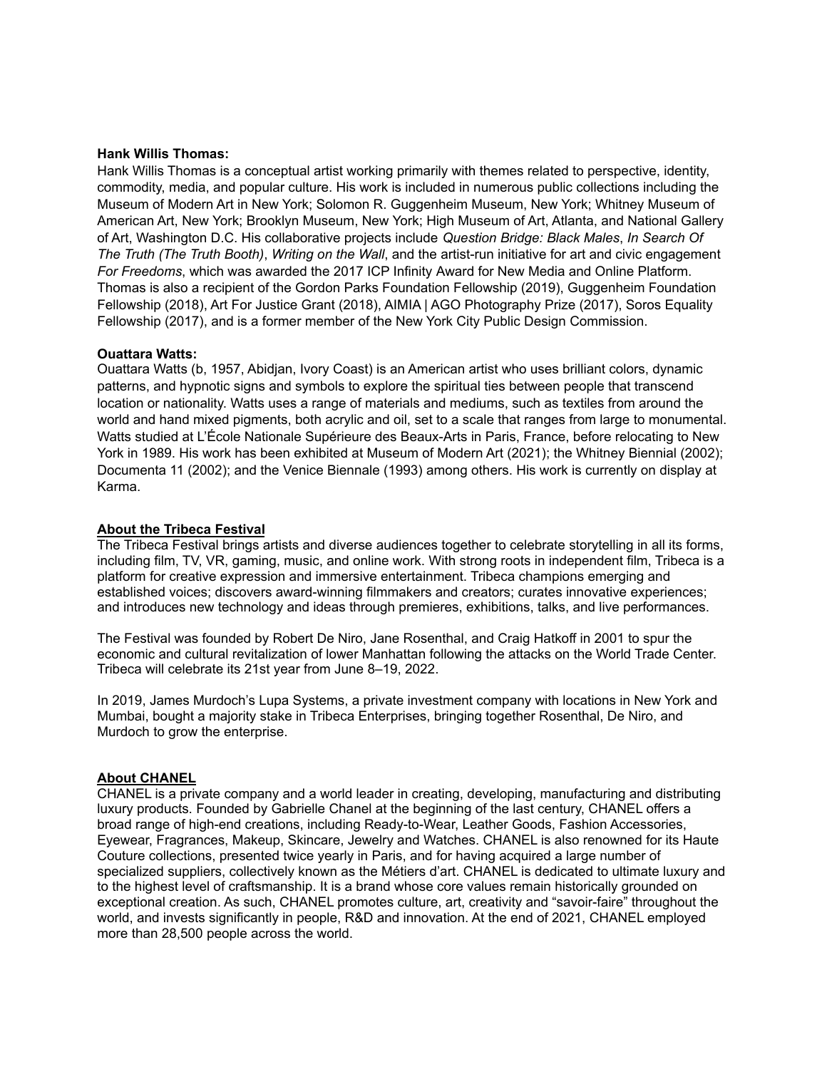**Hank Willis Thomas:**
Hank Willis Thomas is a conceptual artist working primarily with themes related to perspective, identity, commodity, media, and popular culture. His work is included in numerous public collections including the Museum of Modern Art in New York; Solomon R. Guggenheim Museum, New York; Whitney Museum of American Art, New York; Brooklyn Museum, New York; High Museum of Art, Atlanta, and National Gallery of Art, Washington D.C. His collaborative projects include *Question Bridge: Black Males*, *In Search Of The Truth (The Truth Booth)*, *Writing on the Wall*, and the artist-run initiative for art and civic engagement *For Freedoms*, which was awarded the 2017 ICP Infinity Award for New Media and Online Platform. Thomas is also a recipient of the Gordon Parks Foundation Fellowship (2019), Guggenheim Foundation Fellowship (2018), Art For Justice Grant (2018), AIMIA | AGO Photography Prize (2017), Soros Equality Fellowship (2017), and is a former member of the New York City Public Design Commission.

**Ouattara Watts:**
Ouattara Watts (b, 1957, Abidjan, Ivory Coast) is an American artist who uses brilliant colors, dynamic patterns, and hypnotic signs and symbols to explore the spiritual ties between people that transcend location or nationality. Watts uses a range of materials and mediums, such as textiles from around the world and hand mixed pigments, both acrylic and oil, set to a scale that ranges from large to monumental. Watts studied at L'École Nationale Supérieure des Beaux-Arts in Paris, France, before relocating to New York in 1989. His work has been exhibited at Museum of Modern Art (2021); the Whitney Biennial (2002); Documenta 11 (2002); and the Venice Biennale (1993) among others. His work is currently on display at Karma.

**About the Tribeca Festival**

The Tribeca Festival brings artists and diverse audiences together to celebrate storytelling in all its forms, including film, TV, VR, gaming, music, and online work. With strong roots in independent film, Tribeca is a platform for creative expression and immersive entertainment. Tribeca champions emerging and established voices; discovers award-winning filmmakers and creators; curates innovative experiences; and introduces new technology and ideas through premieres, exhibitions, talks, and live performances.

The Festival was founded by Robert De Niro, Jane Rosenthal, and Craig Hatkoff in 2001 to spur the economic and cultural revitalization of lower Manhattan following the attacks on the World Trade Center. Tribeca will celebrate its 21st year from June 8–19, 2022.

In 2019, James Murdoch's Lupa Systems, a private investment company with locations in New York and Mumbai, bought a majority stake in Tribeca Enterprises, bringing together Rosenthal, De Niro, and Murdoch to grow the enterprise.

**About CHANEL**

CHANEL is a private company and a world leader in creating, developing, manufacturing and distributing luxury products. Founded by Gabrielle Chanel at the beginning of the last century, CHANEL offers a broad range of high-end creations, including Ready-to-Wear, Leather Goods, Fashion Accessories, Eyewear, Fragrances, Makeup, Skincare, Jewelry and Watches. CHANEL is also renowned for its Haute Couture collections, presented twice yearly in Paris, and for having acquired a large number of specialized suppliers, collectively known as the Métiers d'art. CHANEL is dedicated to ultimate luxury and to the highest level of craftsmanship. It is a brand whose core values remain historically grounded on exceptional creation. As such, CHANEL promotes culture, art, creativity and "savoir-faire" throughout the world, and invests significantly in people, R&D and innovation. At the end of 2021, CHANEL employed more than 28,500 people across the world.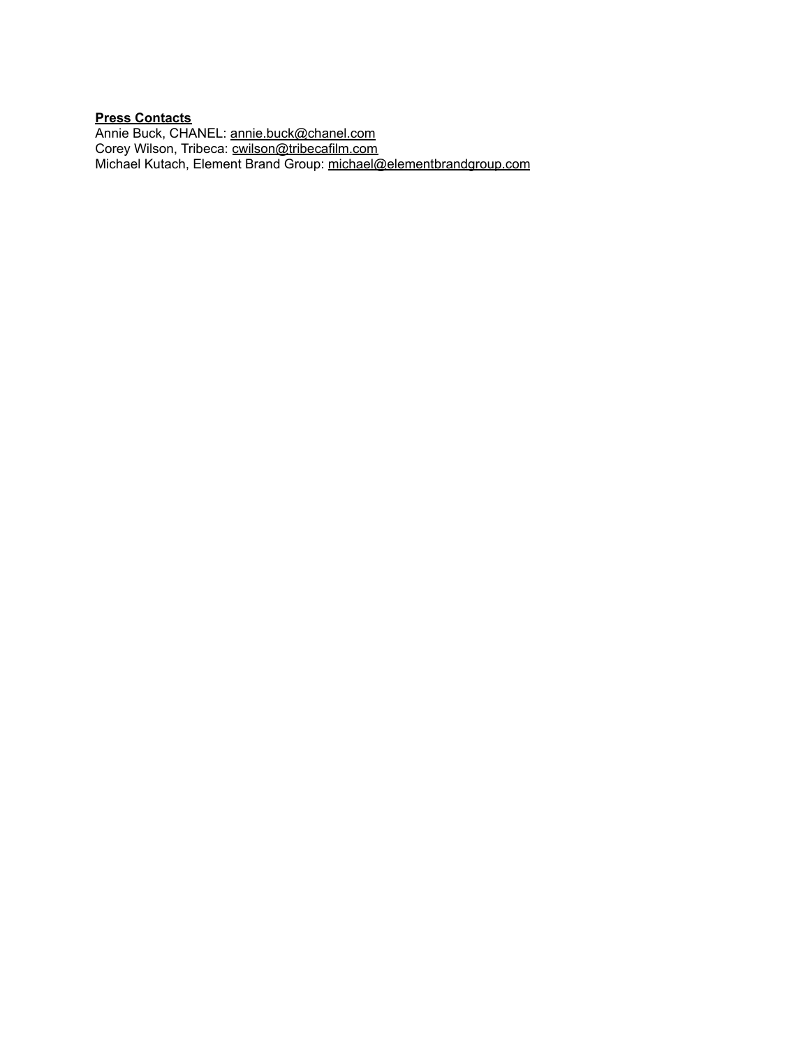**Press Contacts**

Annie Buck, CHANEL: annie.buck@chanel.com
Corey Wilson, Tribeca: cwilson@tribecafilm.com
Michael Kutach, Element Brand Group: michael@elementbrandgroup.com